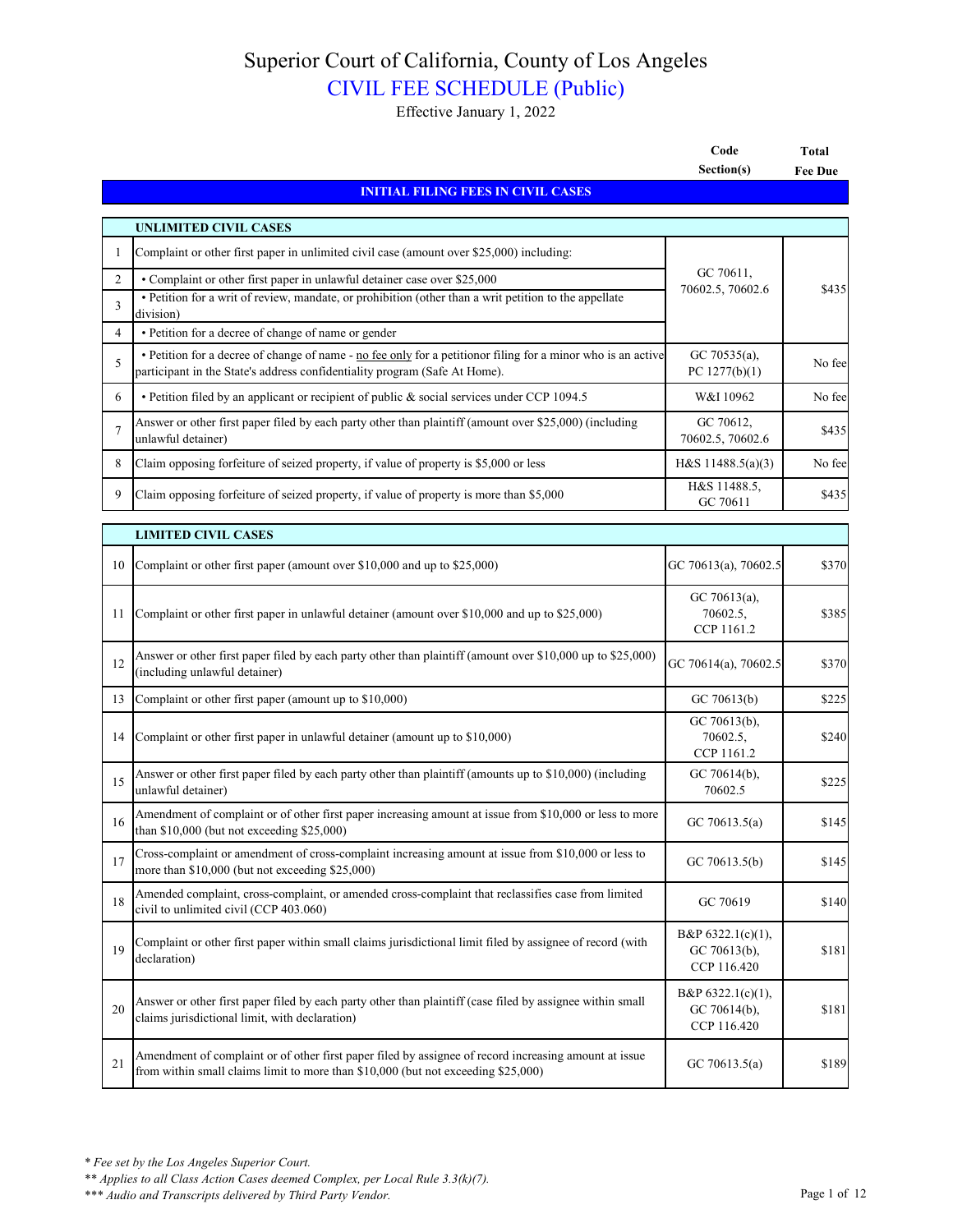# Superior Court of California, County of Los Angeles

## CIVIL FEE SCHEDULE (Public)

Effective January 1, 2022

| # | Description | Code Section(s) | Total Fee Due |
|---|---|---|---|
| | **INITIAL FILING FEES IN CIVIL CASES** | | |
| | **UNLIMITED CIVIL CASES** | | |
| 1 | Complaint or other first paper in unlimited civil case (amount over $25,000) including: | GC 70611, 70602.5, 70602.6 | $435 |
| 2 | • Complaint or other first paper in unlawful detainer case over $25,000 | GC 70611, 70602.5, 70602.6 | $435 |
| 3 | • Petition for a writ of review, mandate, or prohibition (other than a writ petition to the appellate division) | GC 70611, 70602.5, 70602.6 | $435 |
| 4 | • Petition for a decree of change of name or gender | GC 70611, 70602.5, 70602.6 | $435 |
| 5 | • Petition for a decree of change of name - no fee only for a petitioner filing for a minor who is an active participant in the State's address confidentiality program (Safe At Home). | GC 70535(a), PC 1277(b)(1) | No fee |
| 6 | • Petition filed by an applicant or recipient of public & social services under CCP 1094.5 | W&I 10962 | No fee |
| 7 | Answer or other first paper filed by each party other than plaintiff (amount over $25,000) (including unlawful detainer) | GC 70612, 70602.5, 70602.6 | $435 |
| 8 | Claim opposing forfeiture of seized property, if value of property is $5,000 or less | H&S 11488.5(a)(3) | No fee |
| 9 | Claim opposing forfeiture of seized property, if value of property is more than $5,000 | H&S 11488.5, GC 70611 | $435 |
| | **LIMITED CIVIL CASES** | | |
| 10 | Complaint or other first paper (amount over $10,000 and up to $25,000) | GC 70613(a), 70602.5 | $370 |
| 11 | Complaint or other first paper in unlawful detainer (amount over $10,000 and up to $25,000) | GC 70613(a), 70602.5, CCP 1161.2 | $385 |
| 12 | Answer or other first paper filed by each party other than plaintiff (amount over $10,000 up to $25,000) (including unlawful detainer) | GC 70614(a), 70602.5 | $370 |
| 13 | Complaint or other first paper (amount up to $10,000) | GC 70613(b) | $225 |
| 14 | Complaint or other first paper in unlawful detainer (amount up to $10,000) | GC 70613(b), 70602.5, CCP 1161.2 | $240 |
| 15 | Answer or other first paper filed by each party other than plaintiff (amounts up to $10,000) (including unlawful detainer) | GC 70614(b), 70602.5 | $225 |
| 16 | Amendment of complaint or of other first paper increasing amount at issue from $10,000 or less to more than $10,000 (but not exceeding $25,000) | GC 70613.5(a) | $145 |
| 17 | Cross-complaint or amendment of cross-complaint increasing amount at issue from $10,000 or less to more than $10,000 (but not exceeding $25,000) | GC 70613.5(b) | $145 |
| 18 | Amended complaint, cross-complaint, or amended cross-complaint that reclassifies case from limited civil to unlimited civil (CCP 403.060) | GC 70619 | $140 |
| 19 | Complaint or other first paper within small claims jurisdictional limit filed by assignee of record (with declaration) | B&P 6322.1(c)(1), GC 70613(b), CCP 116.420 | $181 |
| 20 | Answer or other first paper filed by each party other than plaintiff (case filed by assignee within small claims jurisdictional limit, with declaration) | B&P 6322.1(c)(1), GC 70614(b), CCP 116.420 | $181 |
| 21 | Amendment of complaint or of other first paper filed by assignee of record increasing amount at issue from within small claims limit to more than $10,000 (but not exceeding $25,000) | GC 70613.5(a) | $189 |

*\* Fee set by the Los Angeles Superior Court.*
*\*\* Applies to all Class Action Cases deemed Complex, per Local Rule 3.3(k)(7).*
*\*\*\* Audio and Transcripts delivered by Third Party Vendor.*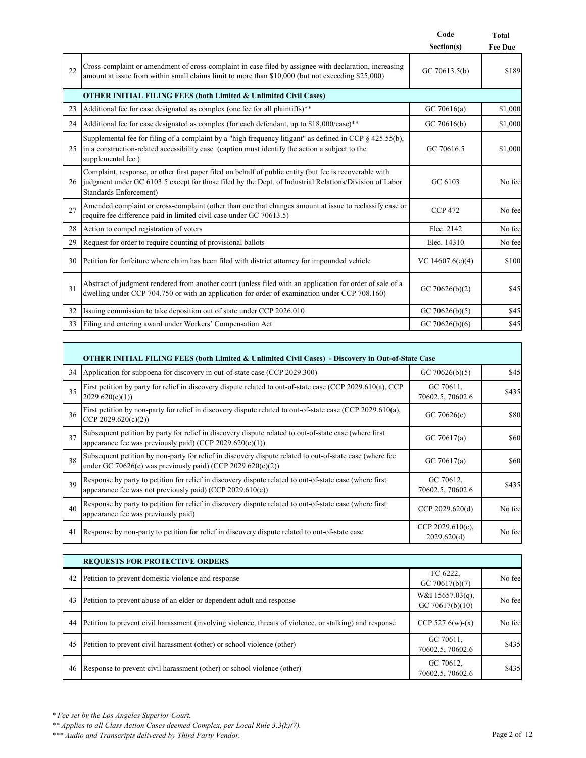| | | Code Section(s) | Total Fee Due |
|---|---|---|---|
| 22 | Cross-complaint or amendment of cross-complaint in case filed by assignee with declaration, increasing amount at issue from within small claims limit to more than $10,000 (but not exceeding $25,000) | GC 70613.5(b) | $189 |
| | **OTHER INITIAL FILING FEES (both Limited & Unlimited Civil Cases)** | | |
| 23 | Additional fee for case designated as complex (one fee for all plaintiffs)** | GC 70616(a) | $1,000 |
| 24 | Additional fee for case designated as complex (for each defendant, up to $18,000/case)** | GC 70616(b) | $1,000 |
| 25 | Supplemental fee for filing of a complaint by a "high frequency litigant" as defined in CCP § 425.55(b), in a construction-related accessibility case (caption must identify the action a subject to the supplemental fee.) | GC 70616.5 | $1,000 |
| 26 | Complaint, response, or other first paper filed on behalf of public entity (but fee is recoverable with judgment under GC 6103.5 except for those filed by the Dept. of Industrial Relations/Division of Labor Standards Enforcement) | GC 6103 | No fee |
| 27 | Amended complaint or cross-complaint (other than one that changes amount at issue to reclassify case or require fee difference paid in limited civil case under GC 70613.5) | CCP 472 | No fee |
| 28 | Action to compel registration of voters | Elec. 2142 | No fee |
| 29 | Request for order to require counting of provisional ballots | Elec. 14310 | No fee |
| 30 | Petition for forfeiture where claim has been filed with district attorney for impounded vehicle | VC 14607.6(e)(4) | $100 |
| 31 | Abstract of judgment rendered from another court (unless filed with an application for order of sale of a dwelling under CCP 704.750 or with an application for order of examination under CCP 708.160) | GC 70626(b)(2) | $45 |
| 32 | Issuing commission to take deposition out of state under CCP 2026.010 | GC 70626(b)(5) | $45 |
| 33 | Filing and entering award under Workers' Compensation Act | GC 70626(b)(6) | $45 |

| | **OTHER INITIAL FILING FEES (both Limited & Unlimited Civil Cases) - Discovery in Out-of-State Case** | | |
|---|---|---|---|
| 34 | Application for subpoena for discovery in out-of-state case (CCP 2029.300) | GC 70626(b)(5) | $45 |
| 35 | First petition by party for relief in discovery dispute related to out-of-state case (CCP 2029.610(a), CCP 2029.620(c)(1)) | GC 70611, 70602.5, 70602.6 | $435 |
| 36 | First petition by non-party for relief in discovery dispute related to out-of-state case (CCP 2029.610(a), CCP 2029.620(c)(2)) | GC 70626(c) | $80 |
| 37 | Subsequent petition by party for relief in discovery dispute related to out-of-state case (where first appearance fee was previously paid) (CCP 2029.620(c)(1)) | GC 70617(a) | $60 |
| 38 | Subsequent petition by non-party for relief in discovery dispute related to out-of-state case (where fee under GC 70626(c) was previously paid) (CCP 2029.620(c)(2)) | GC 70617(a) | $60 |
| 39 | Response by party to petition for relief in discovery dispute related to out-of-state case (where first appearance fee was not previously paid) (CCP 2029.610(c)) | GC 70612, 70602.5, 70602.6 | $435 |
| 40 | Response by party to petition for relief in discovery dispute related to out-of-state case (where first appearance fee was previously paid) | CCP 2029.620(d) | No fee |
| 41 | Response by non-party to petition for relief in discovery dispute related to out-of-state case | CCP 2029.610(c), 2029.620(d) | No fee |

| | **REQUESTS FOR PROTECTIVE ORDERS** | | |
|---|---|---|---|
| 42 | Petition to prevent domestic violence and response | FC 6222, GC 70617(b)(7) | No fee |
| 43 | Petition to prevent abuse of an elder or dependent adult and response | W&I 15657.03(q), GC 70617(b)(10) | No fee |
| 44 | Petition to prevent civil harassment (involving violence, threats of violence, or stalking) and response | CCP 527.6(w)-(x) | No fee |
| 45 | Petition to prevent civil harassment (other) or school violence (other) | GC 70611, 70602.5, 70602.6 | $435 |
| 46 | Response to prevent civil harassment (other) or school violence (other) | GC 70612, 70602.5, 70602.6 | $435 |

*\* Fee set by the Los Angeles Superior Court.*

*\*\* Applies to all Class Action Cases deemed Complex, per Local Rule 3.3(k)(7).*

*\*\*\* Audio and Transcripts delivered by Third Party Vendor.*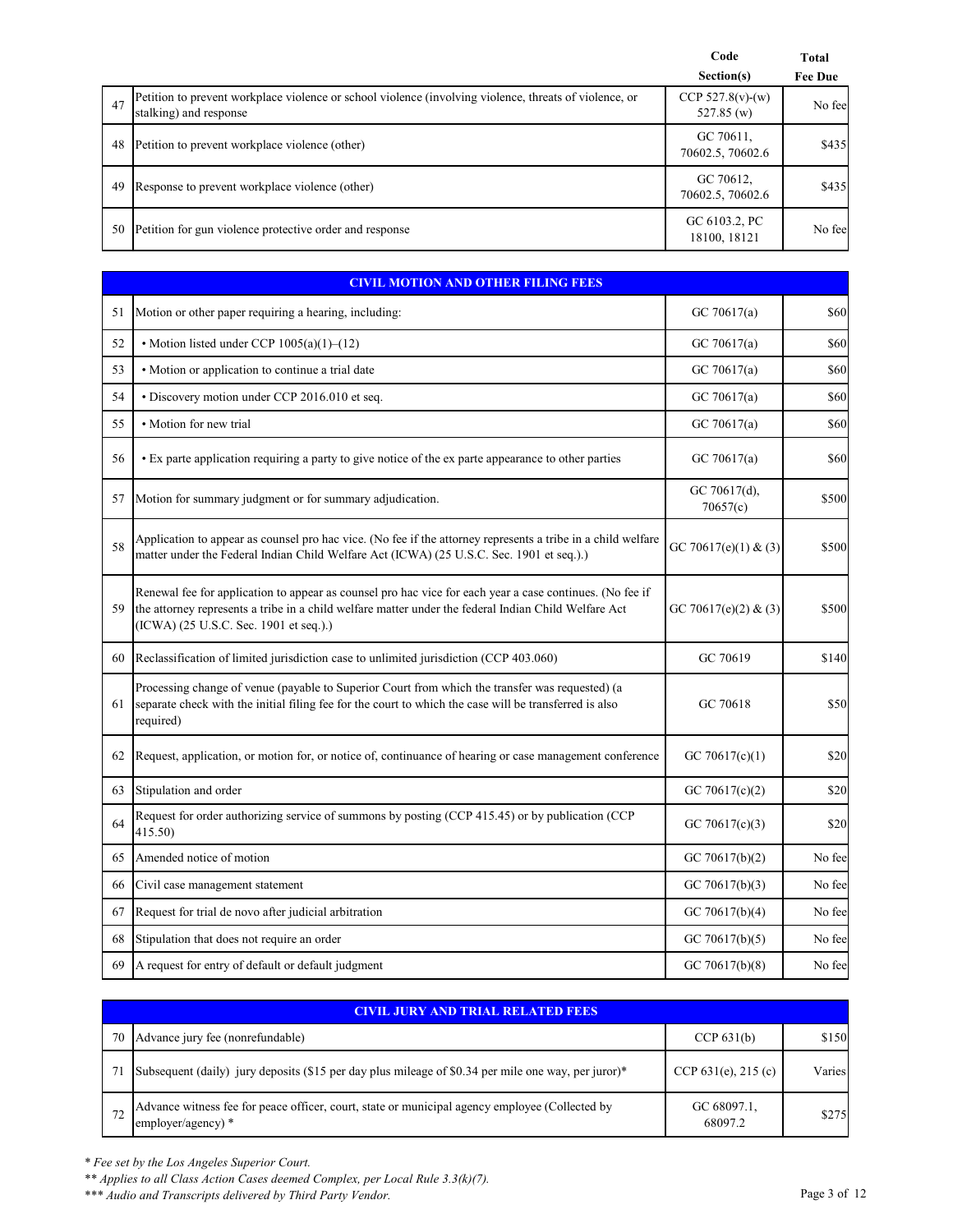| | | Code Section(s) | Total Fee Due |
|---|---|---|---|
| 47 | Petition to prevent workplace violence or school violence (involving violence, threats of violence, or stalking) and response | CCP 527.8(v)-(w) 527.85 (w) | No fee |
| 48 | Petition to prevent workplace violence (other) | GC 70611, 70602.5, 70602.6 | $435 |
| 49 | Response to prevent workplace violence (other) | GC 70612, 70602.5, 70602.6 | $435 |
| 50 | Petition for gun violence protective order and response | GC 6103.2, PC 18100, 18121 | No fee |

| | **CIVIL MOTION AND OTHER FILING FEES** | | |
|---|---|---|---|
| 51 | Motion or other paper requiring a hearing, including: | GC 70617(a) | $60 |
| 52 | • Motion listed under CCP 1005(a)(1)–(12) | GC 70617(a) | $60 |
| 53 | • Motion or application to continue a trial date | GC 70617(a) | $60 |
| 54 | • Discovery motion under CCP 2016.010 et seq. | GC 70617(a) | $60 |
| 55 | • Motion for new trial | GC 70617(a) | $60 |
| 56 | • Ex parte application requiring a party to give notice of the ex parte appearance to other parties | GC 70617(a) | $60 |
| 57 | Motion for summary judgment or for summary adjudication. | GC 70617(d), 70657(c) | $500 |
| 58 | Application to appear as counsel pro hac vice. (No fee if the attorney represents a tribe in a child welfare matter under the Federal Indian Child Welfare Act (ICWA) (25 U.S.C. Sec. 1901 et seq.).) | GC 70617(e)(1) & (3) | $500 |
| 59 | Renewal fee for application to appear as counsel pro hac vice for each year a case continues. (No fee if the attorney represents a tribe in a child welfare matter under the federal Indian Child Welfare Act (ICWA) (25 U.S.C. Sec. 1901 et seq.).) | GC 70617(e)(2) & (3) | $500 |
| 60 | Reclassification of limited jurisdiction case to unlimited jurisdiction (CCP 403.060) | GC 70619 | $140 |
| 61 | Processing change of venue (payable to Superior Court from which the transfer was requested) (a separate check with the initial filing fee for the court to which the case will be transferred is also required) | GC 70618 | $50 |
| 62 | Request, application, or motion for, or notice of, continuance of hearing or case management conference | GC 70617(c)(1) | $20 |
| 63 | Stipulation and order | GC 70617(c)(2) | $20 |
| 64 | Request for order authorizing service of summons by posting (CCP 415.45) or by publication (CCP 415.50) | GC 70617(c)(3) | $20 |
| 65 | Amended notice of motion | GC 70617(b)(2) | No fee |
| 66 | Civil case management statement | GC 70617(b)(3) | No fee |
| 67 | Request for trial de novo after judicial arbitration | GC 70617(b)(4) | No fee |
| 68 | Stipulation that does not require an order | GC 70617(b)(5) | No fee |
| 69 | A request for entry of default or default judgment | GC 70617(b)(8) | No fee |

| | **CIVIL JURY AND TRIAL RELATED FEES** | | |
|---|---|---|---|
| 70 | Advance jury fee (nonrefundable) | CCP 631(b) | $150 |
| 71 | Subsequent (daily) jury deposits ($15 per day plus mileage of $0.34 per mile one way, per juror)* | CCP 631(e), 215 (c) | Varies |
| 72 | Advance witness fee for peace officer, court, state or municipal agency employee (Collected by employer/agency) * | GC 68097.1, 68097.2 | $275 |

*\* Fee set by the Los Angeles Superior Court.*

*\*\* Applies to all Class Action Cases deemed Complex, per Local Rule 3.3(k)(7).*

*\*\*\* Audio and Transcripts delivered by Third Party Vendor.*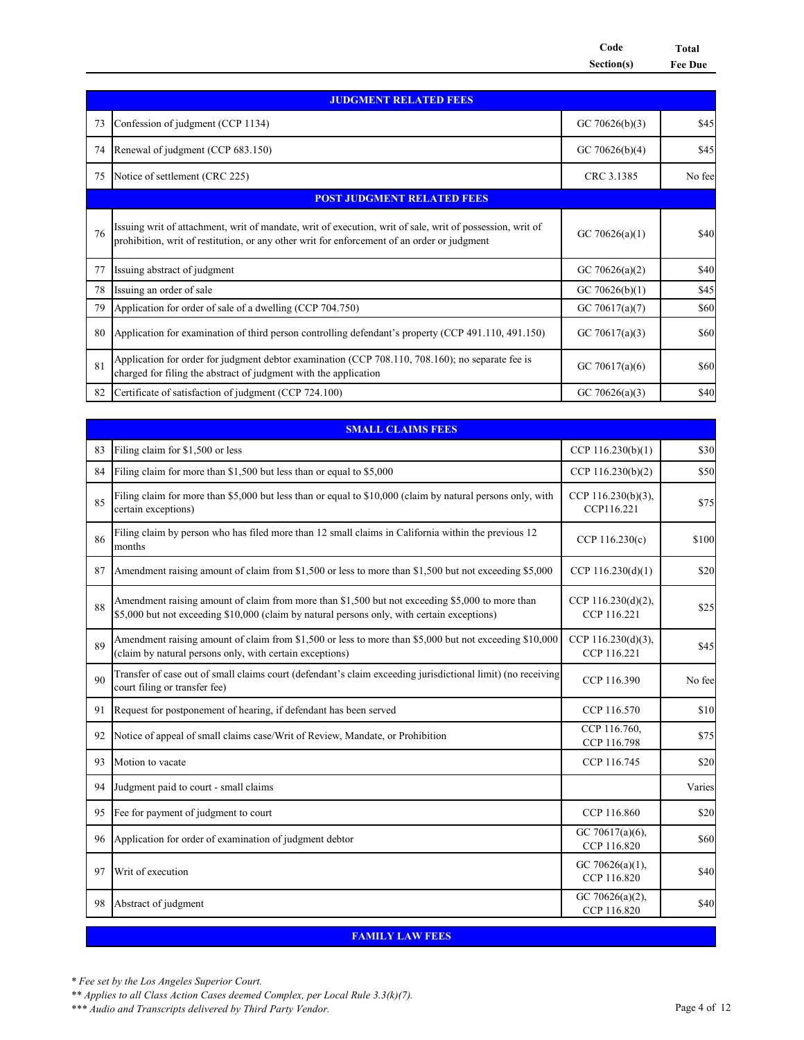| | | Code Section(s) | Total Fee Due |
|---|---|---|---|
| | **JUDGMENT RELATED FEES** | | |
| 73 | Confession of judgment (CCP 1134) | GC 70626(b)(3) | $45 |
| 74 | Renewal of judgment (CCP 683.150) | GC 70626(b)(4) | $45 |
| 75 | Notice of settlement (CRC 225) | CRC 3.1385 | No fee |
| | **POST JUDGMENT RELATED FEES** | | |
| 76 | Issuing writ of attachment, writ of mandate, writ of execution, writ of sale, writ of possession, writ of prohibition, writ of restitution, or any other writ for enforcement of an order or judgment | GC 70626(a)(1) | $40 |
| 77 | Issuing abstract of judgment | GC 70626(a)(2) | $40 |
| 78 | Issuing an order of sale | GC 70626(b)(1) | $45 |
| 79 | Application for order of sale of a dwelling (CCP 704.750) | GC 70617(a)(7) | $60 |
| 80 | Application for examination of third person controlling defendant's property (CCP 491.110, 491.150) | GC 70617(a)(3) | $60 |
| 81 | Application for order for judgment debtor examination (CCP 708.110, 708.160); no separate fee is charged for filing the abstract of judgment with the application | GC 70617(a)(6) | $60 |
| 82 | Certificate of satisfaction of judgment (CCP 724.100) | GC 70626(a)(3) | $40 |

| | **SMALL CLAIMS FEES** | | |
|---|---|---|---|
| 83 | Filing claim for $1,500 or less | CCP 116.230(b)(1) | $30 |
| 84 | Filing claim for more than $1,500 but less than or equal to $5,000 | CCP 116.230(b)(2) | $50 |
| 85 | Filing claim for more than $5,000 but less than or equal to $10,000 (claim by natural persons only, with certain exceptions) | CCP 116.230(b)(3), CCP116.221 | $75 |
| 86 | Filing claim by person who has filed more than 12 small claims in California within the previous 12 months | CCP 116.230(c) | $100 |
| 87 | Amendment raising amount of claim from $1,500 or less to more than $1,500 but not exceeding $5,000 | CCP 116.230(d)(1) | $20 |
| 88 | Amendment raising amount of claim from more than $1,500 but not exceeding $5,000 to more than $5,000 but not exceeding $10,000 (claim by natural persons only, with certain exceptions) | CCP 116.230(d)(2), CCP 116.221 | $25 |
| 89 | Amendment raising amount of claim from $1,500 or less to more than $5,000 but not exceeding $10,000 (claim by natural persons only, with certain exceptions) | CCP 116.230(d)(3), CCP 116.221 | $45 |
| 90 | Transfer of case out of small claims court (defendant's claim exceeding jurisdictional limit) (no receiving court filing or transfer fee) | CCP 116.390 | No fee |
| 91 | Request for postponement of hearing, if defendant has been served | CCP 116.570 | $10 |
| 92 | Notice of appeal of small claims case/Writ of Review, Mandate, or Prohibition | CCP 116.760, CCP 116.798 | $75 |
| 93 | Motion to vacate | CCP 116.745 | $20 |
| 94 | Judgment paid to court - small claims | | Varies |
| 95 | Fee for payment of judgment to court | CCP 116.860 | $20 |
| 96 | Application for order of examination of judgment debtor | GC 70617(a)(6), CCP 116.820 | $60 |
| 97 | Writ of execution | GC 70626(a)(1), CCP 116.820 | $40 |
| 98 | Abstract of judgment | GC 70626(a)(2), CCP 116.820 | $40 |

| **FAMILY LAW FEES** |
|---|

*\* Fee set by the Los Angeles Superior Court.*
*\*\* Applies to all Class Action Cases deemed Complex, per Local Rule 3.3(k)(7).*
*\*\*\* Audio and Transcripts delivered by Third Party Vendor.*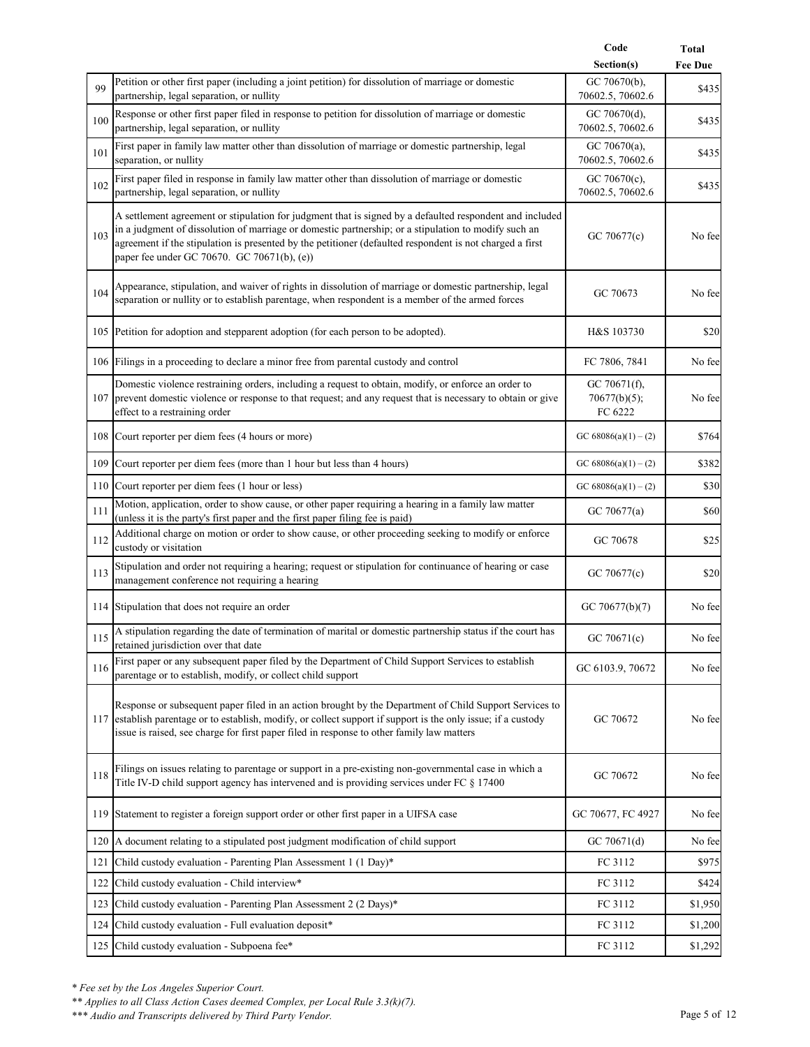| | | Code Section(s) | Total Fee Due |
|---|---|---|---|
| 99 | Petition or other first paper (including a joint petition) for dissolution of marriage or domestic partnership, legal separation, or nullity | GC 70670(b), 70602.5, 70602.6 | $435 |
| 100 | Response or other first paper filed in response to petition for dissolution of marriage or domestic partnership, legal separation, or nullity | GC 70670(d), 70602.5, 70602.6 | $435 |
| 101 | First paper in family law matter other than dissolution of marriage or domestic partnership, legal separation, or nullity | GC 70670(a), 70602.5, 70602.6 | $435 |
| 102 | First paper filed in response in family law matter other than dissolution of marriage or domestic partnership, legal separation, or nullity | GC 70670(c), 70602.5, 70602.6 | $435 |
| 103 | A settlement agreement or stipulation for judgment that is signed by a defaulted respondent and included in a judgment of dissolution of marriage or domestic partnership; or a stipulation to modify such an agreement if the stipulation is presented by the petitioner (defaulted respondent is not charged a first paper fee under GC 70670. GC 70671(b), (e)) | GC 70677(c) | No fee |
| 104 | Appearance, stipulation, and waiver of rights in dissolution of marriage or domestic partnership, legal separation or nullity or to establish parentage, when respondent is a member of the armed forces | GC 70673 | No fee |
| 105 | Petition for adoption and stepparent adoption (for each person to be adopted). | H&S 103730 | $20 |
| 106 | Filings in a proceeding to declare a minor free from parental custody and control | FC 7806, 7841 | No fee |
| 107 | Domestic violence restraining orders, including a request to obtain, modify, or enforce an order to prevent domestic violence or response to that request; and any request that is necessary to obtain or give effect to a restraining order | GC 70671(f), 70677(b)(5); FC 6222 | No fee |
| 108 | Court reporter per diem fees (4 hours or more) | GC 68086(a)(1) – (2) | $764 |
| 109 | Court reporter per diem fees (more than 1 hour but less than 4 hours) | GC 68086(a)(1) – (2) | $382 |
| 110 | Court reporter per diem fees (1 hour or less) | GC 68086(a)(1) – (2) | $30 |
| 111 | Motion, application, order to show cause, or other paper requiring a hearing in a family law matter (unless it is the party's first paper and the first paper filing fee is paid) | GC 70677(a) | $60 |
| 112 | Additional charge on motion or order to show cause, or other proceeding seeking to modify or enforce custody or visitation | GC 70678 | $25 |
| 113 | Stipulation and order not requiring a hearing; request or stipulation for continuance of hearing or case management conference not requiring a hearing | GC 70677(c) | $20 |
| 114 | Stipulation that does not require an order | GC 70677(b)(7) | No fee |
| 115 | A stipulation regarding the date of termination of marital or domestic partnership status if the court has retained jurisdiction over that date | GC 70671(c) | No fee |
| 116 | First paper or any subsequent paper filed by the Department of Child Support Services to establish parentage or to establish, modify, or collect child support | GC 6103.9, 70672 | No fee |
| 117 | Response or subsequent paper filed in an action brought by the Department of Child Support Services to establish parentage or to establish, modify, or collect support if support is the only issue; if a custody issue is raised, see charge for first paper filed in response to other family law matters | GC 70672 | No fee |
| 118 | Filings on issues relating to parentage or support in a pre-existing non-governmental case in which a Title IV-D child support agency has intervened and is providing services under FC § 17400 | GC 70672 | No fee |
| 119 | Statement to register a foreign support order or other first paper in a UIFSA case | GC 70677, FC 4927 | No fee |
| 120 | A document relating to a stipulated post judgment modification of child support | GC 70671(d) | No fee |
| 121 | Child custody evaluation - Parenting Plan Assessment 1 (1 Day)* | FC 3112 | $975 |
| 122 | Child custody evaluation - Child interview* | FC 3112 | $424 |
| 123 | Child custody evaluation - Parenting Plan Assessment 2 (2 Days)* | FC 3112 | $1,950 |
| 124 | Child custody evaluation - Full evaluation deposit* | FC 3112 | $1,200 |
| 125 | Child custody evaluation - Subpoena fee* | FC 3112 | $1,292 |

*\* Fee set by the Los Angeles Superior Court.*

*\*\* Applies to all Class Action Cases deemed Complex, per Local Rule 3.3(k)(7).*

*\*\*\* Audio and Transcripts delivered by Third Party Vendor.*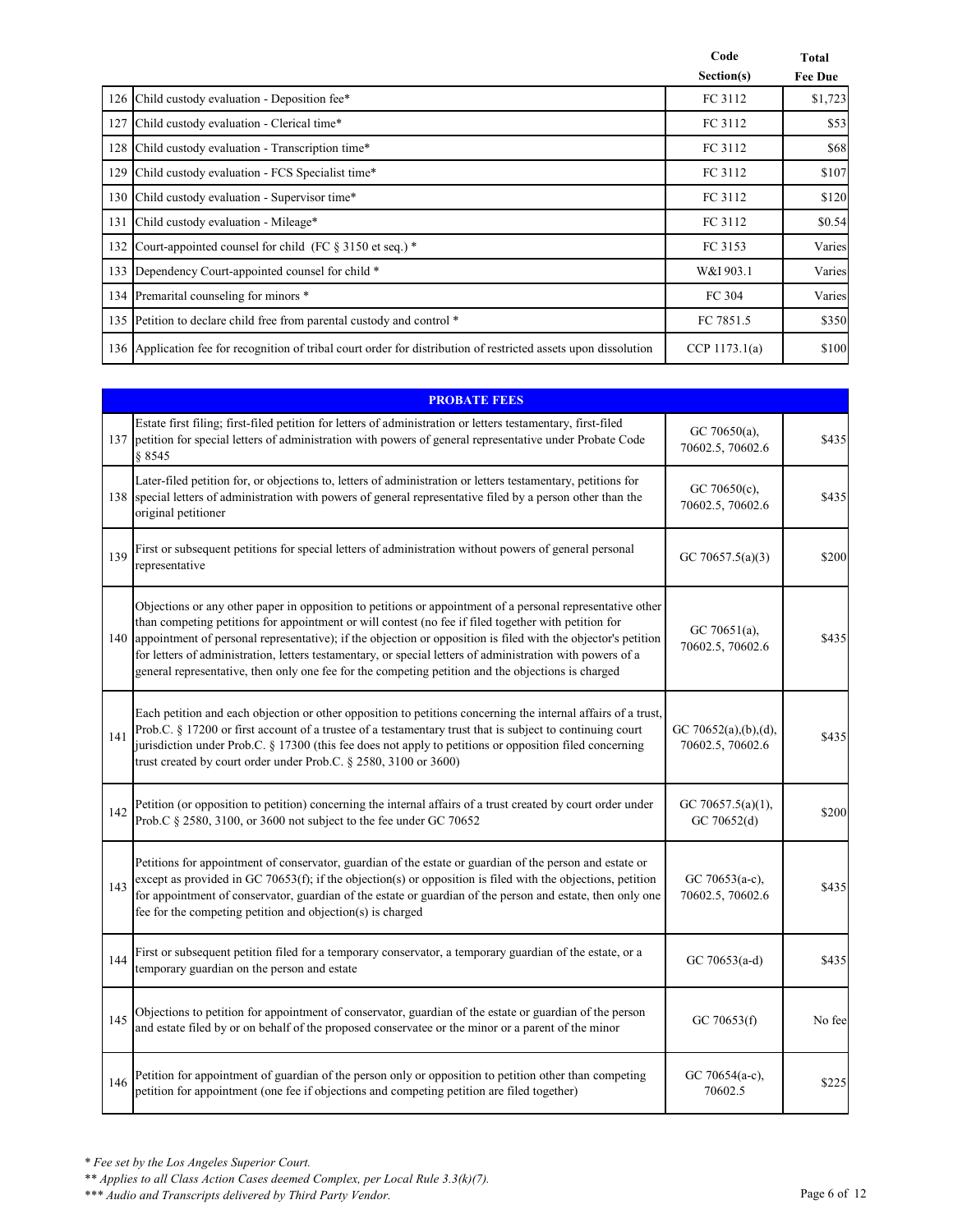| | | Code Section(s) | Total Fee Due |
|---|---|---|---|
| 126 | Child custody evaluation - Deposition fee* | FC 3112 | $1,723 |
| 127 | Child custody evaluation - Clerical time* | FC 3112 | $53 |
| 128 | Child custody evaluation - Transcription time* | FC 3112 | $68 |
| 129 | Child custody evaluation - FCS Specialist time* | FC 3112 | $107 |
| 130 | Child custody evaluation - Supervisor time* | FC 3112 | $120 |
| 131 | Child custody evaluation - Mileage* | FC 3112 | $0.54 |
| 132 | Court-appointed counsel for child (FC § 3150 et seq.) * | FC 3153 | Varies |
| 133 | Dependency Court-appointed counsel for child * | W&I 903.1 | Varies |
| 134 | Premarital counseling for minors * | FC 304 | Varies |
| 135 | Petition to declare child free from parental custody and control * | FC 7851.5 | $350 |
| 136 | Application fee for recognition of tribal court order for distribution of restricted assets upon dissolution | CCP 1173.1(a) | $100 |

| | PROBATE FEES | | |
|---|---|---|---|
| 137 | Estate first filing; first-filed petition for letters of administration or letters testamentary, first-filed petition for special letters of administration with powers of general representative under Probate Code § 8545 | GC 70650(a), 70602.5, 70602.6 | $435 |
| 138 | Later-filed petition for, or objections to, letters of administration or letters testamentary, petitions for special letters of administration with powers of general representative filed by a person other than the original petitioner | GC 70650(c), 70602.5, 70602.6 | $435 |
| 139 | First or subsequent petitions for special letters of administration without powers of general personal representative | GC 70657.5(a)(3) | $200 |
| 140 | Objections or any other paper in opposition to petitions or appointment of a personal representative other than competing petitions for appointment or will contest (no fee if filed together with petition for appointment of personal representative); if the objection or opposition is filed with the objector's petition for letters of administration, letters testamentary, or special letters of administration with powers of a general representative, then only one fee for the competing petition and the objections is charged | GC 70651(a), 70602.5, 70602.6 | $435 |
| 141 | Each petition and each objection or other opposition to petitions concerning the internal affairs of a trust, Prob.C. § 17200 or first account of a trustee of a testamentary trust that is subject to continuing court jurisdiction under Prob.C. § 17300 (this fee does not apply to petitions or opposition filed concerning trust created by court order under Prob.C. § 2580, 3100 or 3600) | GC 70652(a),(b),(d), 70602.5, 70602.6 | $435 |
| 142 | Petition (or opposition to petition) concerning the internal affairs of a trust created by court order under Prob.C § 2580, 3100, or 3600 not subject to the fee under GC 70652 | GC 70657.5(a)(1), GC 70652(d) | $200 |
| 143 | Petitions for appointment of conservator, guardian of the estate or guardian of the person and estate or except as provided in GC 70653(f); if the objection(s) or opposition is filed with the objections, petition for appointment of conservator, guardian of the estate or guardian of the person and estate, then only one fee for the competing petition and objection(s) is charged | GC 70653(a-c), 70602.5, 70602.6 | $435 |
| 144 | First or subsequent petition filed for a temporary conservator, a temporary guardian of the estate, or a temporary guardian on the person and estate | GC 70653(a-d) | $435 |
| 145 | Objections to petition for appointment of conservator, guardian of the estate or guardian of the person and estate filed by or on behalf of the proposed conservatee or the minor or a parent of the minor | GC 70653(f) | No fee |
| 146 | Petition for appointment of guardian of the person only or opposition to petition other than competing petition for appointment (one fee if objections and competing petition are filed together) | GC 70654(a-c), 70602.5 | $225 |

*\* Fee set by the Los Angeles Superior Court.*

*\*\* Applies to all Class Action Cases deemed Complex, per Local Rule 3.3(k)(7).*

*\*\*\* Audio and Transcripts delivered by Third Party Vendor.*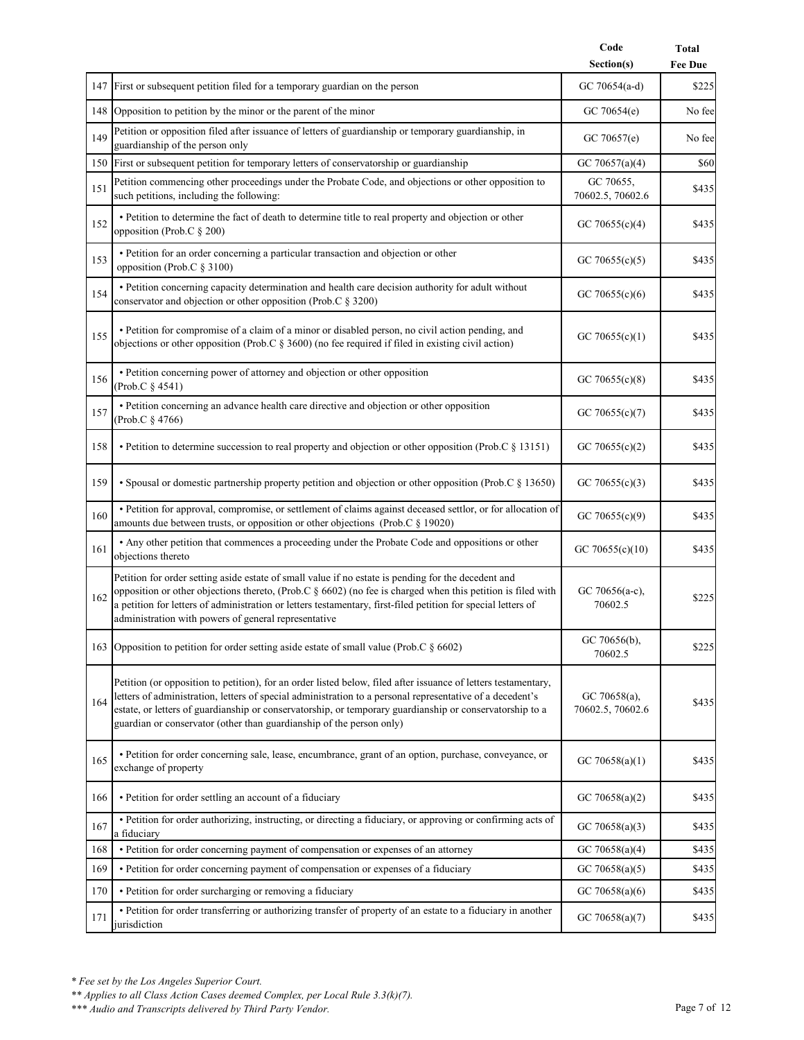| | | Code Section(s) | Total Fee Due |
|---|---|---|---|
| 147 | First or subsequent petition filed for a temporary guardian on the person | GC 70654(a-d) | $225 |
| 148 | Opposition to petition by the minor or the parent of the minor | GC 70654(e) | No fee |
| 149 | Petition or opposition filed after issuance of letters of guardianship or temporary guardianship, in guardianship of the person only | GC 70657(e) | No fee |
| 150 | First or subsequent petition for temporary letters of conservatorship or guardianship | GC 70657(a)(4) | $60 |
| 151 | Petition commencing other proceedings under the Probate Code, and objections or other opposition to such petitions, including the following: | GC 70655, 70602.5, 70602.6 | $435 |
| 152 | • Petition to determine the fact of death to determine title to real property and objection or other opposition (Prob.C § 200) | GC 70655(c)(4) | $435 |
| 153 | • Petition for an order concerning a particular transaction and objection or other opposition (Prob.C § 3100) | GC 70655(c)(5) | $435 |
| 154 | • Petition concerning capacity determination and health care decision authority for adult without conservator and objection or other opposition (Prob.C § 3200) | GC 70655(c)(6) | $435 |
| 155 | • Petition for compromise of a claim of a minor or disabled person, no civil action pending, and objections or other opposition (Prob.C § 3600) (no fee required if filed in existing civil action) | GC 70655(c)(1) | $435 |
| 156 | • Petition concerning power of attorney and objection or other opposition (Prob.C § 4541) | GC 70655(c)(8) | $435 |
| 157 | • Petition concerning an advance health care directive and objection or other opposition (Prob.C § 4766) | GC 70655(c)(7) | $435 |
| 158 | • Petition to determine succession to real property and objection or other opposition (Prob.C § 13151) | GC 70655(c)(2) | $435 |
| 159 | • Spousal or domestic partnership property petition and objection or other opposition (Prob.C § 13650) | GC 70655(c)(3) | $435 |
| 160 | • Petition for approval, compromise, or settlement of claims against deceased settlor, or for allocation of amounts due between trusts, or opposition or other objections (Prob.C § 19020) | GC 70655(c)(9) | $435 |
| 161 | • Any other petition that commences a proceeding under the Probate Code and oppositions or other objections thereto | GC 70655(c)(10) | $435 |
| 162 | Petition for order setting aside estate of small value if no estate is pending for the decedent and opposition or other objections thereto, (Prob.C § 6602) (no fee is charged when this petition is filed with a petition for letters of administration or letters testamentary, first-filed petition for special letters of administration with powers of general representative | GC 70656(a-c), 70602.5 | $225 |
| 163 | Opposition to petition for order setting aside estate of small value (Prob.C § 6602) | GC 70656(b), 70602.5 | $225 |
| 164 | Petition (or opposition to petition), for an order listed below, filed after issuance of letters testamentary, letters of administration, letters of special administration to a personal representative of a decedent's estate, or letters of guardianship or conservatorship, or temporary guardianship or conservatorship to a guardian or conservator (other than guardianship of the person only) | GC 70658(a), 70602.5, 70602.6 | $435 |
| 165 | • Petition for order concerning sale, lease, encumbrance, grant of an option, purchase, conveyance, or exchange of property | GC 70658(a)(1) | $435 |
| 166 | • Petition for order settling an account of a fiduciary | GC 70658(a)(2) | $435 |
| 167 | • Petition for order authorizing, instructing, or directing a fiduciary, or approving or confirming acts of a fiduciary | GC 70658(a)(3) | $435 |
| 168 | • Petition for order concerning payment of compensation or expenses of an attorney | GC 70658(a)(4) | $435 |
| 169 | • Petition for order concerning payment of compensation or expenses of a fiduciary | GC 70658(a)(5) | $435 |
| 170 | • Petition for order surcharging or removing a fiduciary | GC 70658(a)(6) | $435 |
| 171 | • Petition for order transferring or authorizing transfer of property of an estate to a fiduciary in another jurisdiction | GC 70658(a)(7) | $435 |

*\* Fee set by the Los Angeles Superior Court.*

*\*\* Applies to all Class Action Cases deemed Complex, per Local Rule 3.3(k)(7).*

*\*\*\* Audio and Transcripts delivered by Third Party Vendor.*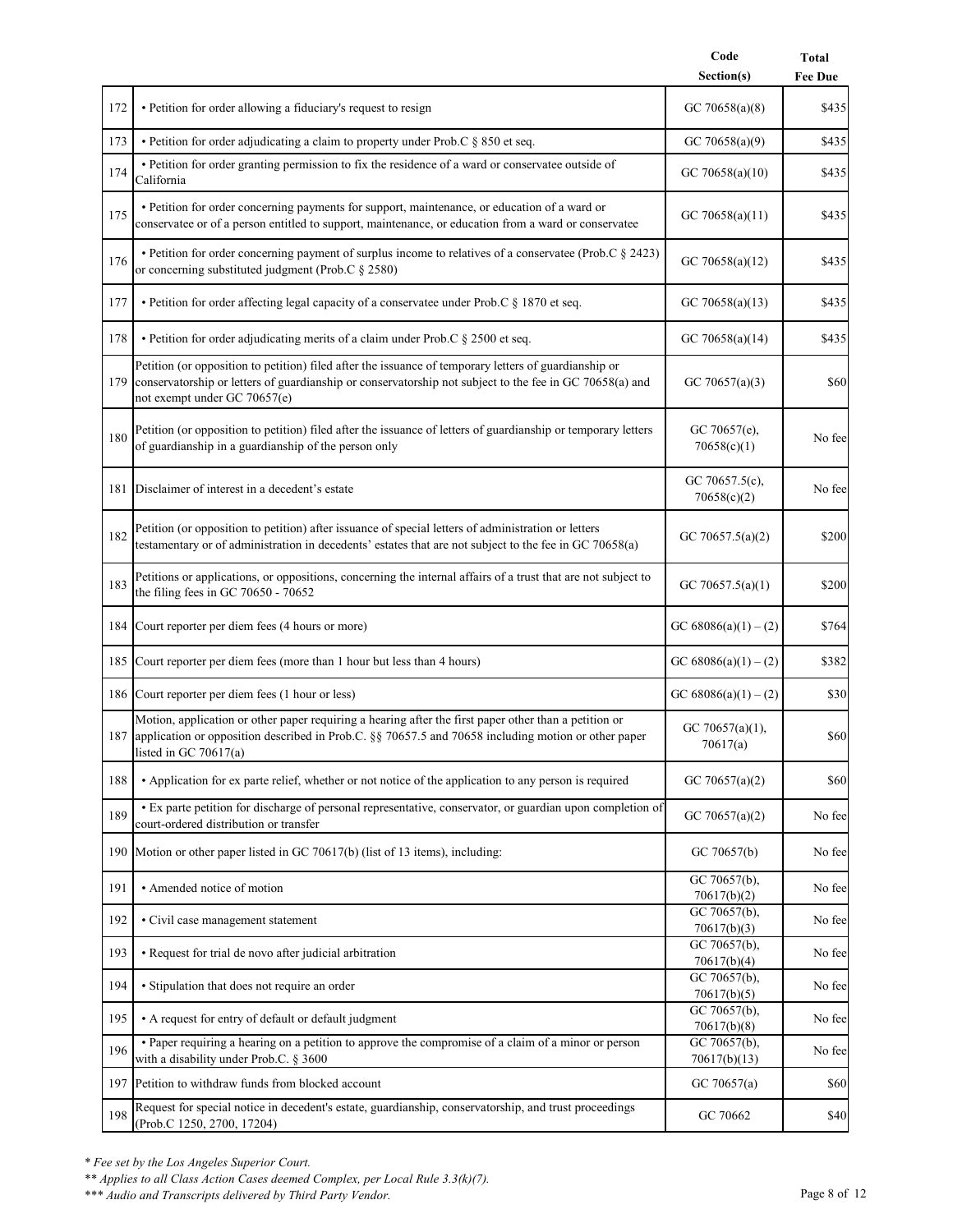| | | Code Section(s) | Total Fee Due |
|---|---|---|---|
| 172 | • Petition for order allowing a fiduciary's request to resign | GC 70658(a)(8) | $435 |
| 173 | • Petition for order adjudicating a claim to property under Prob.C § 850 et seq. | GC 70658(a)(9) | $435 |
| 174 | • Petition for order granting permission to fix the residence of a ward or conservatee outside of California | GC 70658(a)(10) | $435 |
| 175 | • Petition for order concerning payments for support, maintenance, or education of a ward or conservatee or of a person entitled to support, maintenance, or education from a ward or conservatee | GC 70658(a)(11) | $435 |
| 176 | • Petition for order concerning payment of surplus income to relatives of a conservatee (Prob.C § 2423) or concerning substituted judgment (Prob.C § 2580) | GC 70658(a)(12) | $435 |
| 177 | • Petition for order affecting legal capacity of a conservatee under Prob.C § 1870 et seq. | GC 70658(a)(13) | $435 |
| 178 | • Petition for order adjudicating merits of a claim under Prob.C § 2500 et seq. | GC 70658(a)(14) | $435 |
| 179 | Petition (or opposition to petition) filed after the issuance of temporary letters of guardianship or conservatorship or letters of guardianship or conservatorship not subject to the fee in GC 70658(a) and not exempt under GC 70657(e) | GC 70657(a)(3) | $60 |
| 180 | Petition (or opposition to petition) filed after the issuance of letters of guardianship or temporary letters of guardianship in a guardianship of the person only | GC 70657(e), 70658(c)(1) | No fee |
| 181 | Disclaimer of interest in a decedent's estate | GC 70657.5(c), 70658(c)(2) | No fee |
| 182 | Petition (or opposition to petition) after issuance of special letters of administration or letters testamentary or of administration in decedents' estates that are not subject to the fee in GC 70658(a) | GC 70657.5(a)(2) | $200 |
| 183 | Petitions or applications, or oppositions, concerning the internal affairs of a trust that are not subject to the filing fees in GC 70650 - 70652 | GC 70657.5(a)(1) | $200 |
| 184 | Court reporter per diem fees (4 hours or more) | GC 68086(a)(1) – (2) | $764 |
| 185 | Court reporter per diem fees (more than 1 hour but less than 4 hours) | GC 68086(a)(1) – (2) | $382 |
| 186 | Court reporter per diem fees (1 hour or less) | GC 68086(a)(1) – (2) | $30 |
| 187 | Motion, application or other paper requiring a hearing after the first paper other than a petition or application or opposition described in Prob.C. §§ 70657.5 and 70658 including motion or other paper listed in GC 70617(a) | GC 70657(a)(1), 70617(a) | $60 |
| 188 | • Application for ex parte relief, whether or not notice of the application to any person is required | GC 70657(a)(2) | $60 |
| 189 | • Ex parte petition for discharge of personal representative, conservator, or guardian upon completion of court-ordered distribution or transfer | GC 70657(a)(2) | No fee |
| 190 | Motion or other paper listed in GC 70617(b) (list of 13 items), including: | GC 70657(b) | No fee |
| 191 | • Amended notice of motion | GC 70657(b), 70617(b)(2) | No fee |
| 192 | • Civil case management statement | GC 70657(b), 70617(b)(3) | No fee |
| 193 | • Request for trial de novo after judicial arbitration | GC 70657(b), 70617(b)(4) | No fee |
| 194 | • Stipulation that does not require an order | GC 70657(b), 70617(b)(5) | No fee |
| 195 | • A request for entry of default or default judgment | GC 70657(b), 70617(b)(8) | No fee |
| 196 | • Paper requiring a hearing on a petition to approve the compromise of a claim of a minor or person with a disability under Prob.C. § 3600 | GC 70657(b), 70617(b)(13) | No fee |
| 197 | Petition to withdraw funds from blocked account | GC 70657(a) | $60 |
| 198 | Request for special notice in decedent's estate, guardianship, conservatorship, and trust proceedings (Prob.C 1250, 2700, 17204) | GC 70662 | $40 |

*\* Fee set by the Los Angeles Superior Court.*

*\*\* Applies to all Class Action Cases deemed Complex, per Local Rule 3.3(k)(7).*

*\*\*\* Audio and Transcripts delivered by Third Party Vendor.*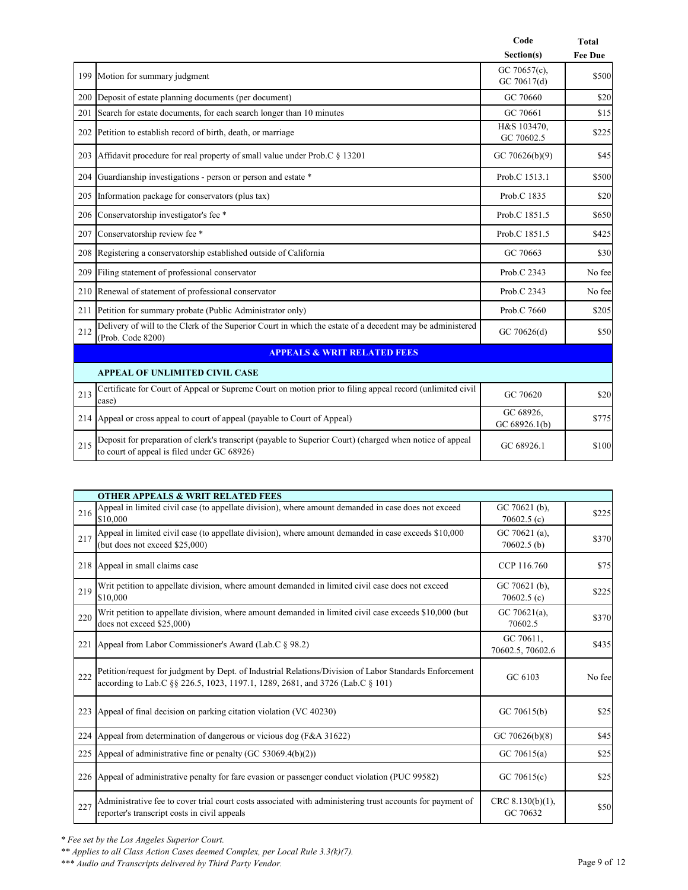| | | Code Section(s) | Total Fee Due |
|---|---|---|---|
| 199 | Motion for summary judgment | GC 70657(c), GC 70617(d) | $500 |
| 200 | Deposit of estate planning documents (per document) | GC 70660 | $20 |
| 201 | Search for estate documents, for each search longer than 10 minutes | GC 70661 | $15 |
| 202 | Petition to establish record of birth, death, or marriage | H&S 103470, GC 70602.5 | $225 |
| 203 | Affidavit procedure for real property of small value under Prob.C § 13201 | GC 70626(b)(9) | $45 |
| 204 | Guardianship investigations - person or person and estate * | Prob.C 1513.1 | $500 |
| 205 | Information package for conservators (plus tax) | Prob.C 1835 | $20 |
| 206 | Conservatorship investigator's fee * | Prob.C 1851.5 | $650 |
| 207 | Conservatorship review fee * | Prob.C 1851.5 | $425 |
| 208 | Registering a conservatorship established outside of California | GC 70663 | $30 |
| 209 | Filing statement of professional conservator | Prob.C 2343 | No fee |
| 210 | Renewal of statement of professional conservator | Prob.C 2343 | No fee |
| 211 | Petition for summary probate (Public Administrator only) | Prob.C 7660 | $205 |
| 212 | Delivery of will to the Clerk of the Superior Court in which the estate of a decedent may be administered (Prob. Code 8200) | GC 70626(d) | $50 |
| | **APPEALS & WRIT RELATED FEES** | | |
| | **APPEAL OF UNLIMITED CIVIL CASE** | | |
| 213 | Certificate for Court of Appeal or Supreme Court on motion prior to filing appeal record (unlimited civil case) | GC 70620 | $20 |
| 214 | Appeal or cross appeal to court of appeal (payable to Court of Appeal) | GC 68926, GC 68926.1(b) | $775 |
| 215 | Deposit for preparation of clerk's transcript (payable to Superior Court) (charged when notice of appeal to court of appeal is filed under GC 68926) | GC 68926.1 | $100 |

| | **OTHER APPEALS & WRIT RELATED FEES** | | |
|---|---|---|---|
| 216 | Appeal in limited civil case (to appellate division), where amount demanded in case does not exceed $10,000 | GC 70621 (b), 70602.5 (c) | $225 |
| 217 | Appeal in limited civil case (to appellate division), where amount demanded in case exceeds $10,000 (but does not exceed $25,000) | GC 70621 (a), 70602.5 (b) | $370 |
| 218 | Appeal in small claims case | CCP 116.760 | $75 |
| 219 | Writ petition to appellate division, where amount demanded in limited civil case does not exceed $10,000 | GC 70621 (b), 70602.5 (c) | $225 |
| 220 | Writ petition to appellate division, where amount demanded in limited civil case exceeds $10,000 (but does not exceed $25,000) | GC 70621(a), 70602.5 | $370 |
| 221 | Appeal from Labor Commissioner's Award (Lab.C § 98.2) | GC 70611, 70602.5, 70602.6 | $435 |
| 222 | Petition/request for judgment by Dept. of Industrial Relations/Division of Labor Standards Enforcement according to Lab.C §§ 226.5, 1023, 1197.1, 1289, 2681, and 3726 (Lab.C § 101) | GC 6103 | No fee |
| 223 | Appeal of final decision on parking citation violation (VC 40230) | GC 70615(b) | $25 |
| 224 | Appeal from determination of dangerous or vicious dog (F&A 31622) | GC 70626(b)(8) | $45 |
| 225 | Appeal of administrative fine or penalty (GC 53069.4(b)(2)) | GC 70615(a) | $25 |
| 226 | Appeal of administrative penalty for fare evasion or passenger conduct violation (PUC 99582) | GC 70615(c) | $25 |
| 227 | Administrative fee to cover trial court costs associated with administering trust accounts for payment of reporter's transcript costs in civil appeals | CRC 8.130(b)(1), GC 70632 | $50 |

*\* Fee set by the Los Angeles Superior Court.*
*\*\* Applies to all Class Action Cases deemed Complex, per Local Rule 3.3(k)(7).*
*\*\*\* Audio and Transcripts delivered by Third Party Vendor.*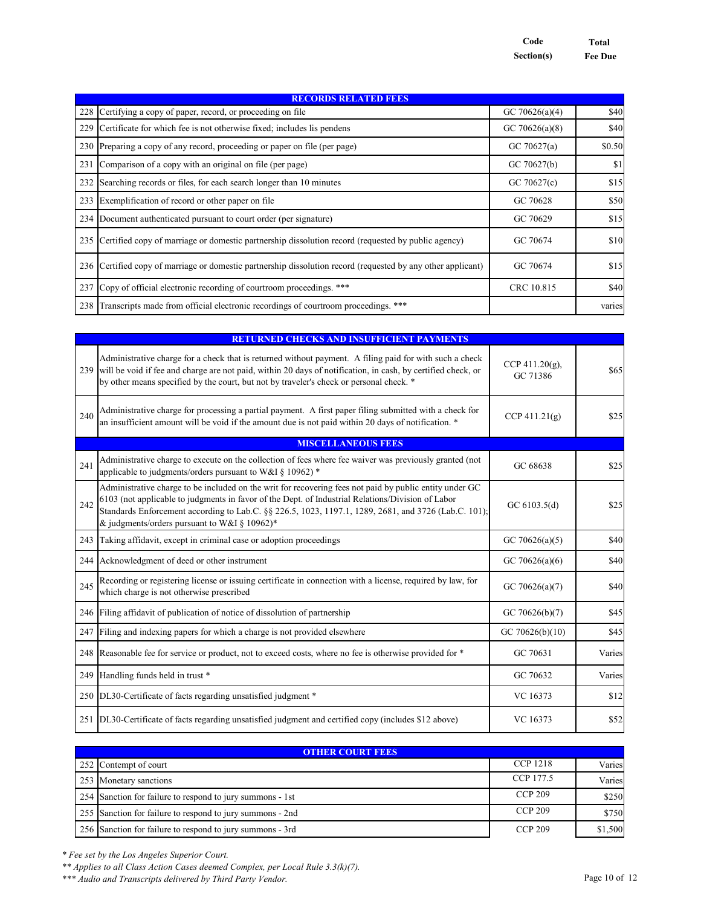| | | Code Section(s) | Total Fee Due |
|---|---|---|---|
| | **RECORDS RELATED FEES** | | |
| 228 | Certifying a copy of paper, record, or proceeding on file | GC 70626(a)(4) | $40 |
| 229 | Certificate for which fee is not otherwise fixed; includes lis pendens | GC 70626(a)(8) | $40 |
| 230 | Preparing a copy of any record, proceeding or paper on file (per page) | GC 70627(a) | $0.50 |
| 231 | Comparison of a copy with an original on file (per page) | GC 70627(b) | $1 |
| 232 | Searching records or files, for each search longer than 10 minutes | GC 70627(c) | $15 |
| 233 | Exemplification of record or other paper on file | GC 70628 | $50 |
| 234 | Document authenticated pursuant to court order (per signature) | GC 70629 | $15 |
| 235 | Certified copy of marriage or domestic partnership dissolution record (requested by public agency) | GC 70674 | $10 |
| 236 | Certified copy of marriage or domestic partnership dissolution record (requested by any other applicant) | GC 70674 | $15 |
| 237 | Copy of official electronic recording of courtroom proceedings. *** | CRC 10.815 | $40 |
| 238 | Transcripts made from official electronic recordings of courtroom proceedings. *** | | varies |

| | | | |
|---|---|---|---|
| | **RETURNED CHECKS AND INSUFFICIENT PAYMENTS** | | |
| 239 | Administrative charge for a check that is returned without payment. A filing paid for with such a check will be void if fee and charge are not paid, within 20 days of notification, in cash, by certified check, or by other means specified by the court, but not by traveler's check or personal check. * | CCP 411.20(g), GC 71386 | $65 |
| 240 | Administrative charge for processing a partial payment. A first paper filing submitted with a check for an insufficient amount will be void if the amount due is not paid within 20 days of notification. * | CCP 411.21(g) | $25 |
| | **MISCELLANEOUS FEES** | | |
| 241 | Administrative charge to execute on the collection of fees where fee waiver was previously granted (not applicable to judgments/orders pursuant to W&I § 10962) * | GC 68638 | $25 |
| 242 | Administrative charge to be included on the writ for recovering fees not paid by public entity under GC 6103 (not applicable to judgments in favor of the Dept. of Industrial Relations/Division of Labor Standards Enforcement according to Lab.C. §§ 226.5, 1023, 1197.1, 1289, 2681, and 3726 (Lab.C. 101); & judgments/orders pursuant to W&I § 10962)* | GC 6103.5(d) | $25 |
| 243 | Taking affidavit, except in criminal case or adoption proceedings | GC 70626(a)(5) | $40 |
| 244 | Acknowledgment of deed or other instrument | GC 70626(a)(6) | $40 |
| 245 | Recording or registering license or issuing certificate in connection with a license, required by law, for which charge is not otherwise prescribed | GC 70626(a)(7) | $40 |
| 246 | Filing affidavit of publication of notice of dissolution of partnership | GC 70626(b)(7) | $45 |
| 247 | Filing and indexing papers for which a charge is not provided elsewhere | GC 70626(b)(10) | $45 |
| 248 | Reasonable fee for service or product, not to exceed costs, where no fee is otherwise provided for * | GC 70631 | Varies |
| 249 | Handling funds held in trust * | GC 70632 | Varies |
| 250 | DL30-Certificate of facts regarding unsatisfied judgment * | VC 16373 | $12 |
| 251 | DL30-Certificate of facts regarding unsatisfied judgment and certified copy (includes $12 above) | VC 16373 | $52 |

| | | | |
|---|---|---|---|
| | **OTHER COURT FEES** | | |
| 252 | Contempt of court | CCP 1218 | Varies |
| 253 | Monetary sanctions | CCP 177.5 | Varies |
| 254 | Sanction for failure to respond to jury summons - 1st | CCP 209 | $250 |
| 255 | Sanction for failure to respond to jury summons - 2nd | CCP 209 | $750 |
| 256 | Sanction for failure to respond to jury summons - 3rd | CCP 209 | $1,500 |

*\* Fee set by the Los Angeles Superior Court.*

*\*\* Applies to all Class Action Cases deemed Complex, per Local Rule 3.3(k)(7).*

*\*\*\* Audio and Transcripts delivered by Third Party Vendor.*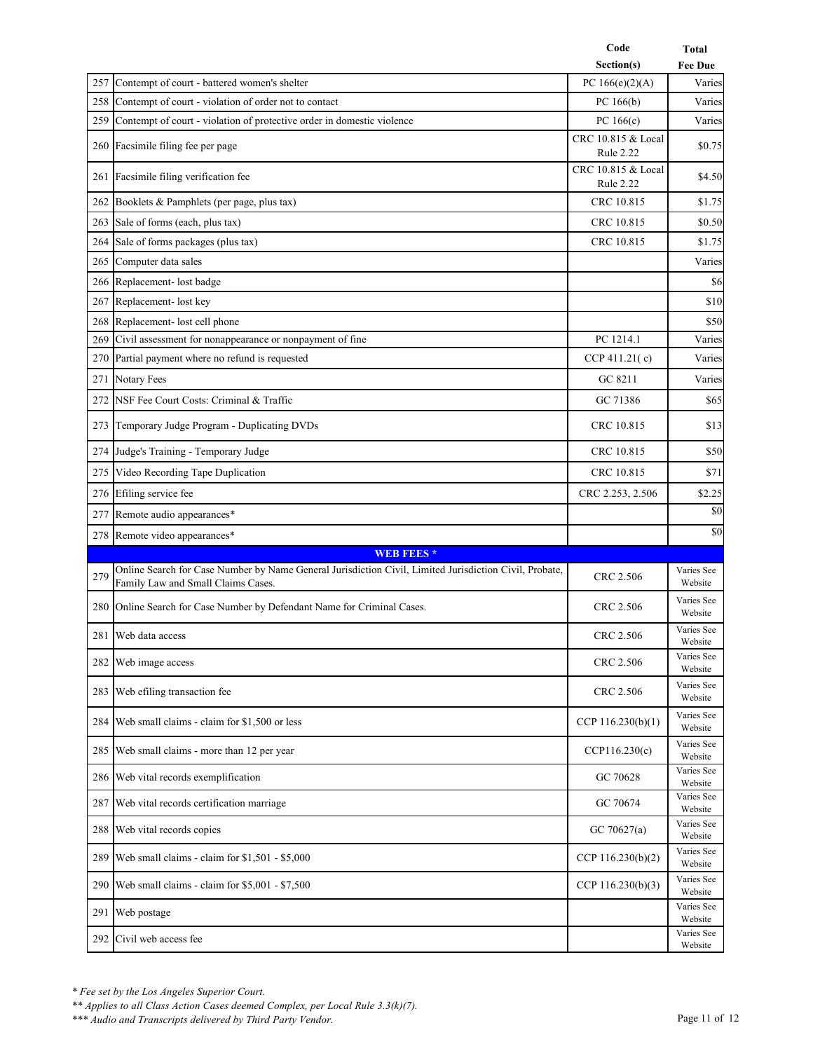| | | Code Section(s) | Total Fee Due |
|---|---|---|---|
| 257 | Contempt of court - battered women's shelter | PC 166(e)(2)(A) | Varies |
| 258 | Contempt of court - violation of order not to contact | PC 166(b) | Varies |
| 259 | Contempt of court - violation of protective order in domestic violence | PC 166(c) | Varies |
| 260 | Facsimile filing fee per page | CRC 10.815 & Local Rule 2.22 | $0.75 |
| 261 | Facsimile filing verification fee | CRC 10.815 & Local Rule 2.22 | $4.50 |
| 262 | Booklets & Pamphlets (per page, plus tax) | CRC 10.815 | $1.75 |
| 263 | Sale of forms (each, plus tax) | CRC 10.815 | $0.50 |
| 264 | Sale of forms packages (plus tax) | CRC 10.815 | $1.75 |
| 265 | Computer data sales | | Varies |
| 266 | Replacement- lost badge | | $6 |
| 267 | Replacement- lost key | | $10 |
| 268 | Replacement- lost cell phone | | $50 |
| 269 | Civil assessment for nonappearance or nonpayment of fine | PC 1214.1 | Varies |
| 270 | Partial payment where no refund is requested | CCP 411.21( c) | Varies |
| 271 | Notary Fees | GC 8211 | Varies |
| 272 | NSF Fee Court Costs: Criminal & Traffic | GC 71386 | $65 |
| 273 | Temporary Judge Program - Duplicating DVDs | CRC 10.815 | $13 |
| 274 | Judge's Training - Temporary Judge | CRC 10.815 | $50 |
| 275 | Video Recording Tape Duplication | CRC 10.815 | $71 |
| 276 | Efiling service fee | CRC 2.253, 2.506 | $2.25 |
| 277 | Remote audio appearances* | | $0 |
| 278 | Remote video appearances* | | $0 |
| | **WEB FEES *** | | |
| 279 | Online Search for Case Number by Name General Jurisdiction Civil, Limited Jurisdiction Civil, Probate, Family Law and Small Claims Cases. | CRC 2.506 | Varies See Website |
| 280 | Online Search for Case Number by Defendant Name for Criminal Cases. | CRC 2.506 | Varies See Website |
| 281 | Web data access | CRC 2.506 | Varies See Website |
| 282 | Web image access | CRC 2.506 | Varies See Website |
| 283 | Web efiling transaction fee | CRC 2.506 | Varies See Website |
| 284 | Web small claims - claim for $1,500 or less | CCP 116.230(b)(1) | Varies See Website |
| 285 | Web small claims - more than 12 per year | CCP116.230(c) | Varies See Website |
| 286 | Web vital records exemplification | GC 70628 | Varies See Website |
| 287 | Web vital records certification marriage | GC 70674 | Varies See Website |
| 288 | Web vital records copies | GC 70627(a) | Varies See Website |
| 289 | Web small claims - claim for $1,501 - $5,000 | CCP 116.230(b)(2) | Varies See Website |
| 290 | Web small claims - claim for $5,001 - $7,500 | CCP 116.230(b)(3) | Varies See Website |
| 291 | Web postage | | Varies See Website |
| 292 | Civil web access fee | | Varies See Website |

*\* Fee set by the Los Angeles Superior Court.*

*\*\* Applies to all Class Action Cases deemed Complex, per Local Rule 3.3(k)(7).*

*\*\*\* Audio and Transcripts delivered by Third Party Vendor.*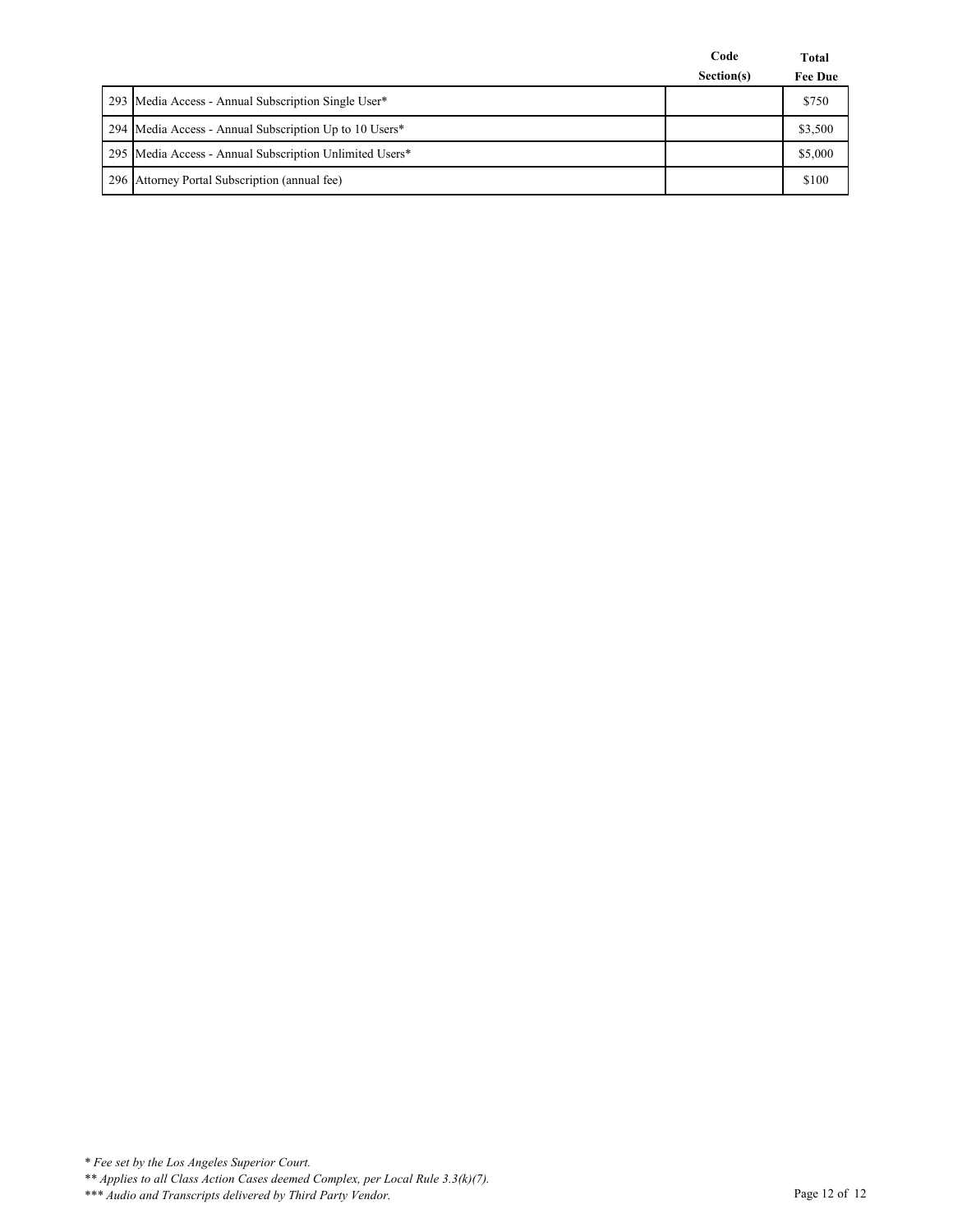| | | Code Section(s) | Total Fee Due |
|---|---|---|---|
| 293 | Media Access - Annual Subscription Single User* | | $750 |
| 294 | Media Access - Annual Subscription Up to 10 Users* | | $3,500 |
| 295 | Media Access - Annual Subscription Unlimited Users* | | $5,000 |
| 296 | Attorney Portal Subscription (annual fee) | | $100 |

*\* Fee set by the Los Angeles Superior Court.*

*\*\* Applies to all Class Action Cases deemed Complex, per Local Rule 3.3(k)(7).*

*\*\*\* Audio and Transcripts delivered by Third Party Vendor.*